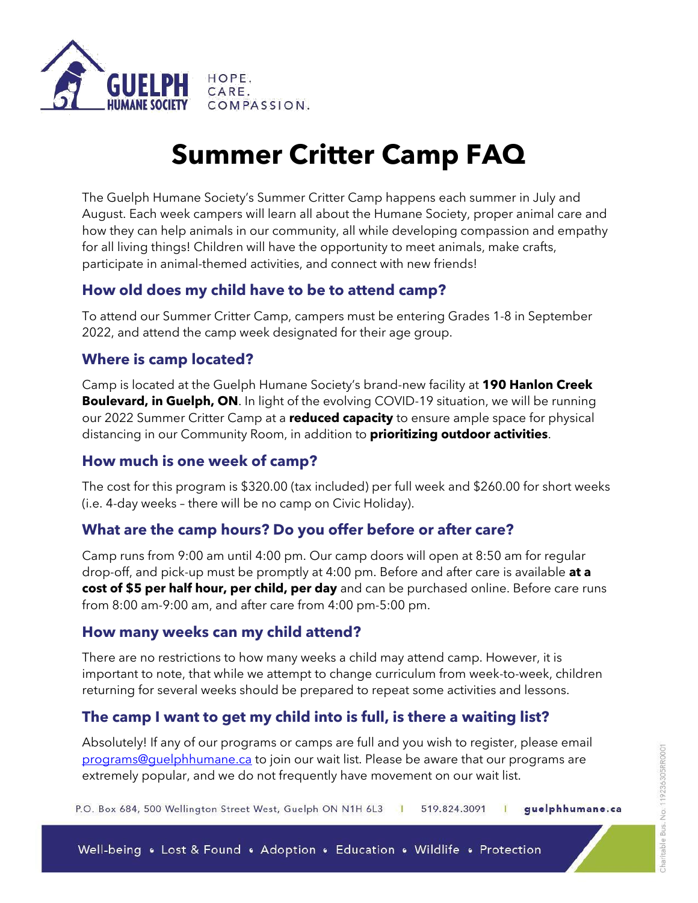GUELPH HUMANE SOCIETY

HOPE.
CARE.
COMPASSION.

# Summer Critter Camp FAQ

The Guelph Humane Society's Summer Critter Camp happens each summer in July and August. Each week campers will learn all about the Humane Society, proper animal care and how they can help animals in our community, all while developing compassion and empathy for all living things! Children will have the opportunity to meet animals, make crafts, participate in animal-themed activities, and connect with new friends!

## How old does my child have to be to attend camp?

To attend our Summer Critter Camp, campers must be entering Grades 1-8 in September 2022, and attend the camp week designated for their age group.

## Where is camp located?

Camp is located at the Guelph Humane Society's brand-new facility at **190 Hanlon Creek Boulevard, in Guelph, ON**. In light of the evolving COVID-19 situation, we will be running our 2022 Summer Critter Camp at a **reduced capacity** to ensure ample space for physical distancing in our Community Room, in addition to **prioritizing outdoor activities**.

## How much is one week of camp?

The cost for this program is $320.00 (tax included) per full week and $260.00 for short weeks (i.e. 4-day weeks – there will be no camp on Civic Holiday).

## What are the camp hours? Do you offer before or after care?

Camp runs from 9:00 am until 4:00 pm. Our camp doors will open at 8:50 am for regular drop-off, and pick-up must be promptly at 4:00 pm. Before and after care is available **at a cost of $5 per half hour, per child, per day** and can be purchased online. Before care runs from 8:00 am-9:00 am, and after care from 4:00 pm-5:00 pm.

## How many weeks can my child attend?

There are no restrictions to how many weeks a child may attend camp. However, it is important to note, that while we attempt to change curriculum from week-to-week, children returning for several weeks should be prepared to repeat some activities and lessons.

## The camp I want to get my child into is full, is there a waiting list?

Absolutely! If any of our programs or camps are full and you wish to register, please email programs@guelphhumane.ca to join our wait list. Please be aware that our programs are extremely popular, and we do not frequently have movement on our wait list.

P.O. Box 684, 500 Wellington Street West, Guelph ON N1H 6L3 | 519.824.3091 | guelphhumane.ca

Well-being • Lost & Found • Adoption • Education • Wildlife • Protection

Charitable Bus. No. 119236305RR0001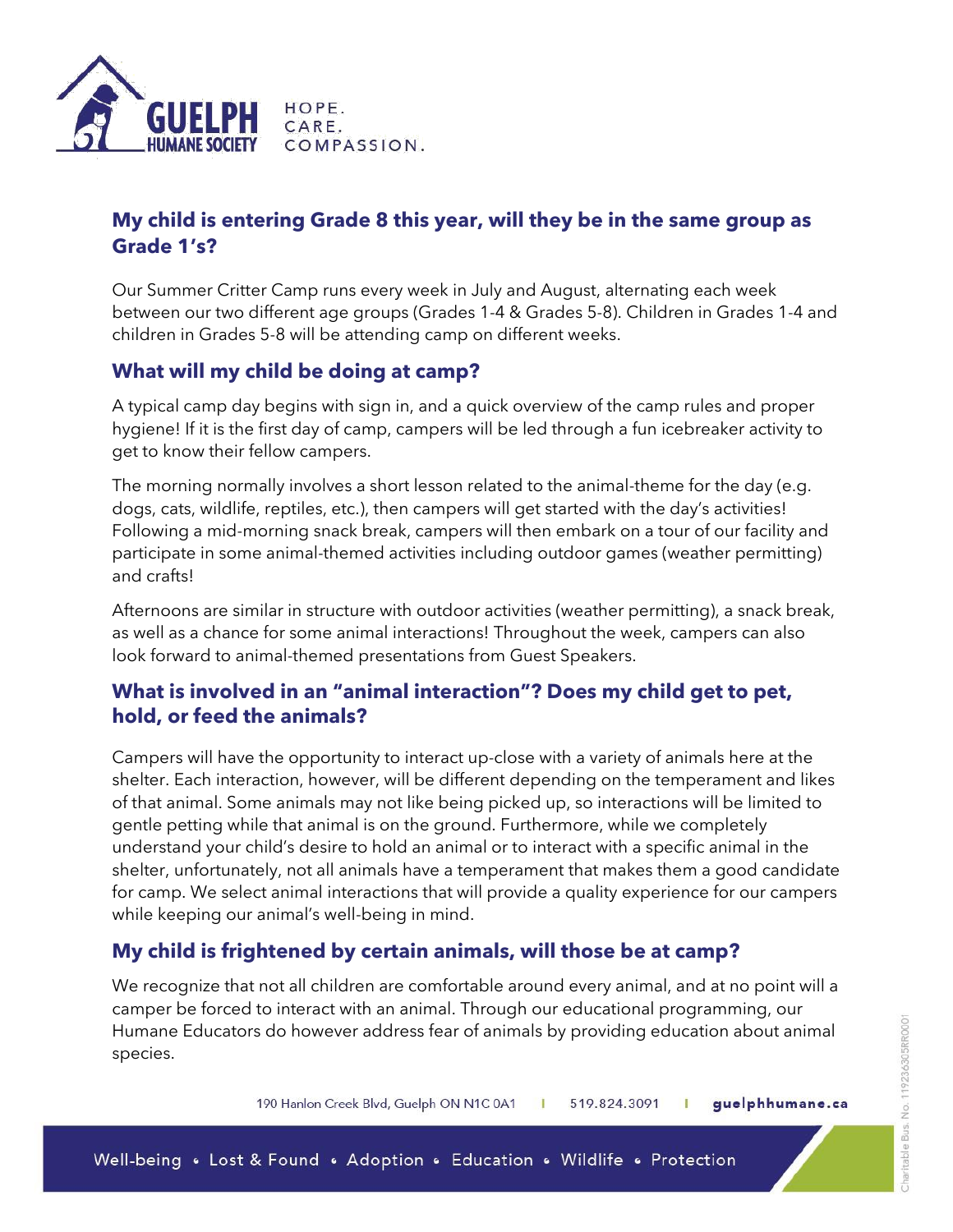## My child is entering Grade 8 this year, will they be in the same group as Grade 1's?

Our Summer Critter Camp runs every week in July and August, alternating each week between our two different age groups (Grades 1-4 & Grades 5-8). Children in Grades 1-4 and children in Grades 5-8 will be attending camp on different weeks.

## What will my child be doing at camp?

A typical camp day begins with sign in, and a quick overview of the camp rules and proper hygiene! If it is the first day of camp, campers will be led through a fun icebreaker activity to get to know their fellow campers.

The morning normally involves a short lesson related to the animal-theme for the day (e.g. dogs, cats, wildlife, reptiles, etc.), then campers will get started with the day's activities! Following a mid-morning snack break, campers will then embark on a tour of our facility and participate in some animal-themed activities including outdoor games (weather permitting) and crafts!

Afternoons are similar in structure with outdoor activities (weather permitting), a snack break, as well as a chance for some animal interactions! Throughout the week, campers can also look forward to animal-themed presentations from Guest Speakers.

## What is involved in an "animal interaction"? Does my child get to pet, hold, or feed the animals?

Campers will have the opportunity to interact up-close with a variety of animals here at the shelter. Each interaction, however, will be different depending on the temperament and likes of that animal. Some animals may not like being picked up, so interactions will be limited to gentle petting while that animal is on the ground. Furthermore, while we completely understand your child's desire to hold an animal or to interact with a specific animal in the shelter, unfortunately, not all animals have a temperament that makes them a good candidate for camp. We select animal interactions that will provide a quality experience for our campers while keeping our animal's well-being in mind.

## My child is frightened by certain animals, will those be at camp?

We recognize that not all children are comfortable around every animal, and at no point will a camper be forced to interact with an animal. Through our educational programming, our Humane Educators do however address fear of animals by providing education about animal species.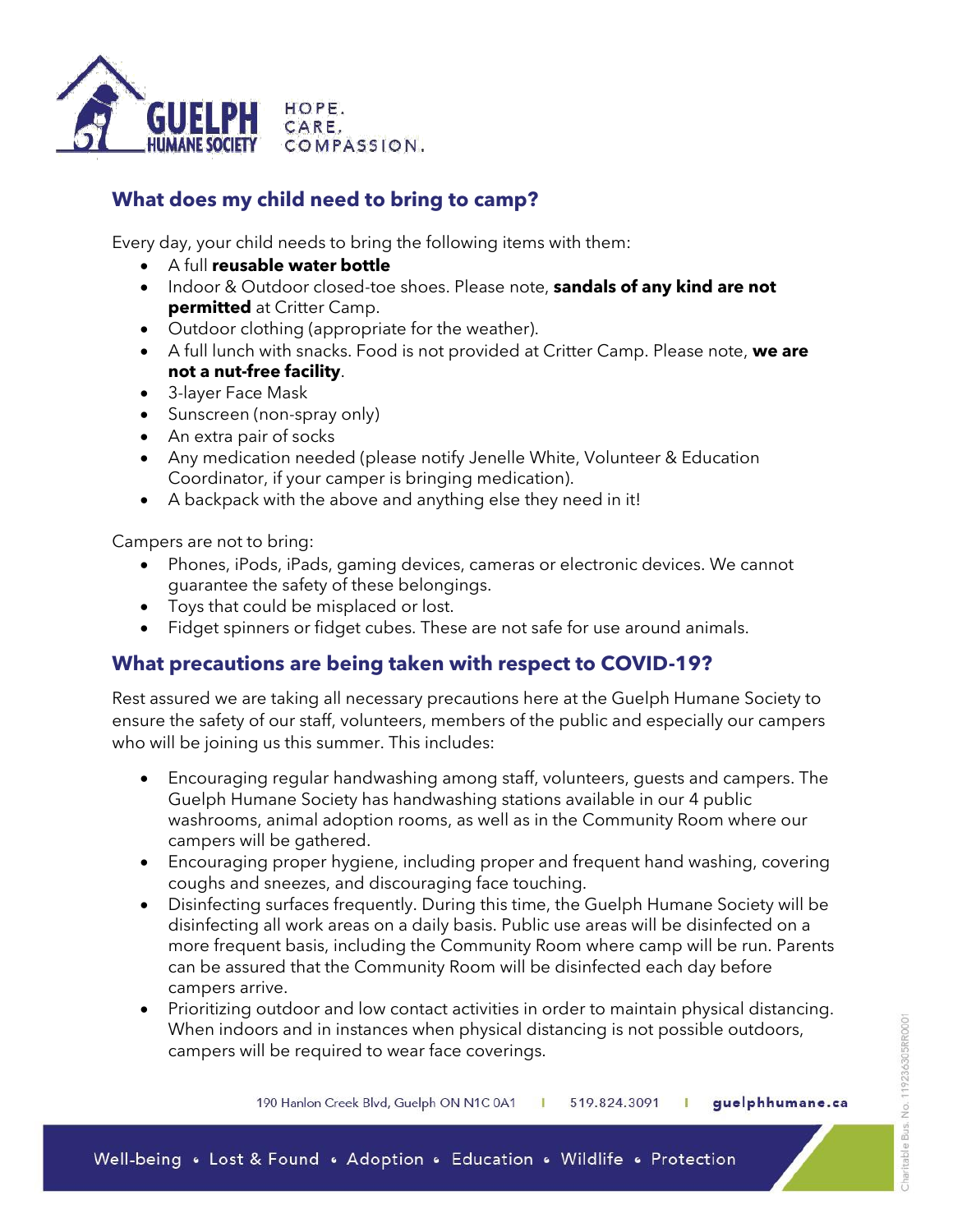## What does my child need to bring to camp?

Every day, your child needs to bring the following items with them:

- A full **reusable water bottle**
- Indoor & Outdoor closed-toe shoes. Please note, **sandals of any kind are not permitted** at Critter Camp.
- Outdoor clothing (appropriate for the weather).
- A full lunch with snacks. Food is not provided at Critter Camp. Please note, **we are not a nut-free facility**.
- 3-layer Face Mask
- Sunscreen (non-spray only)
- An extra pair of socks
- Any medication needed (please notify Jenelle White, Volunteer & Education Coordinator, if your camper is bringing medication).
- A backpack with the above and anything else they need in it!

Campers are not to bring:

- Phones, iPods, iPads, gaming devices, cameras or electronic devices. We cannot guarantee the safety of these belongings.
- Toys that could be misplaced or lost.
- Fidget spinners or fidget cubes. These are not safe for use around animals.

## What precautions are being taken with respect to COVID-19?

Rest assured we are taking all necessary precautions here at the Guelph Humane Society to ensure the safety of our staff, volunteers, members of the public and especially our campers who will be joining us this summer. This includes:

- Encouraging regular handwashing among staff, volunteers, guests and campers. The Guelph Humane Society has handwashing stations available in our 4 public washrooms, animal adoption rooms, as well as in the Community Room where our campers will be gathered.
- Encouraging proper hygiene, including proper and frequent hand washing, covering coughs and sneezes, and discouraging face touching.
- Disinfecting surfaces frequently. During this time, the Guelph Humane Society will be disinfecting all work areas on a daily basis. Public use areas will be disinfected on a more frequent basis, including the Community Room where camp will be run. Parents can be assured that the Community Room will be disinfected each day before campers arrive.
- Prioritizing outdoor and low contact activities in order to maintain physical distancing. When indoors and in instances when physical distancing is not possible outdoors, campers will be required to wear face coverings.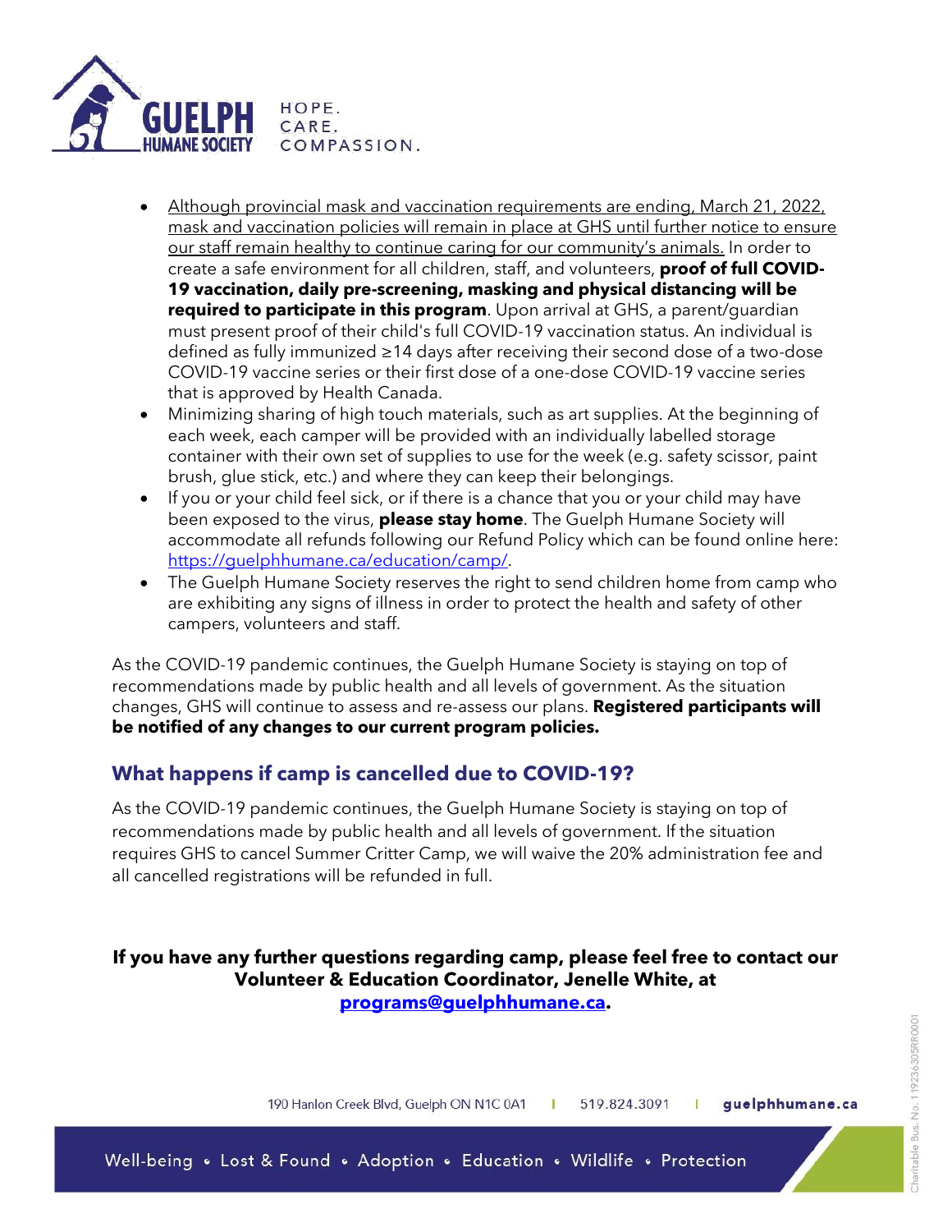- Although provincial mask and vaccination requirements are ending, March 21, 2022, mask and vaccination policies will remain in place at GHS until further notice to ensure our staff remain healthy to continue caring for our community's animals. In order to create a safe environment for all children, staff, and volunteers, **proof of full COVID-19 vaccination, daily pre-screening, masking and physical distancing will be required to participate in this program**. Upon arrival at GHS, a parent/guardian must present proof of their child's full COVID-19 vaccination status. An individual is defined as fully immunized ≥14 days after receiving their second dose of a two-dose COVID-19 vaccine series or their first dose of a one-dose COVID-19 vaccine series that is approved by Health Canada.
- Minimizing sharing of high touch materials, such as art supplies. At the beginning of each week, each camper will be provided with an individually labelled storage container with their own set of supplies to use for the week (e.g. safety scissor, paint brush, glue stick, etc.) and where they can keep their belongings.
- If you or your child feel sick, or if there is a chance that you or your child may have been exposed to the virus, **please stay home**. The Guelph Humane Society will accommodate all refunds following our Refund Policy which can be found online here: https://guelphhumane.ca/education/camp/.
- The Guelph Humane Society reserves the right to send children home from camp who are exhibiting any signs of illness in order to protect the health and safety of other campers, volunteers and staff.

As the COVID-19 pandemic continues, the Guelph Humane Society is staying on top of recommendations made by public health and all levels of government. As the situation changes, GHS will continue to assess and re-assess our plans. **Registered participants will be notified of any changes to our current program policies.**

## What happens if camp is cancelled due to COVID-19?

As the COVID-19 pandemic continues, the Guelph Humane Society is staying on top of recommendations made by public health and all levels of government. If the situation requires GHS to cancel Summer Critter Camp, we will waive the 20% administration fee and all cancelled registrations will be refunded in full.

**If you have any further questions regarding camp, please feel free to contact our Volunteer & Education Coordinator, Jenelle White, at programs@guelphhumane.ca.**